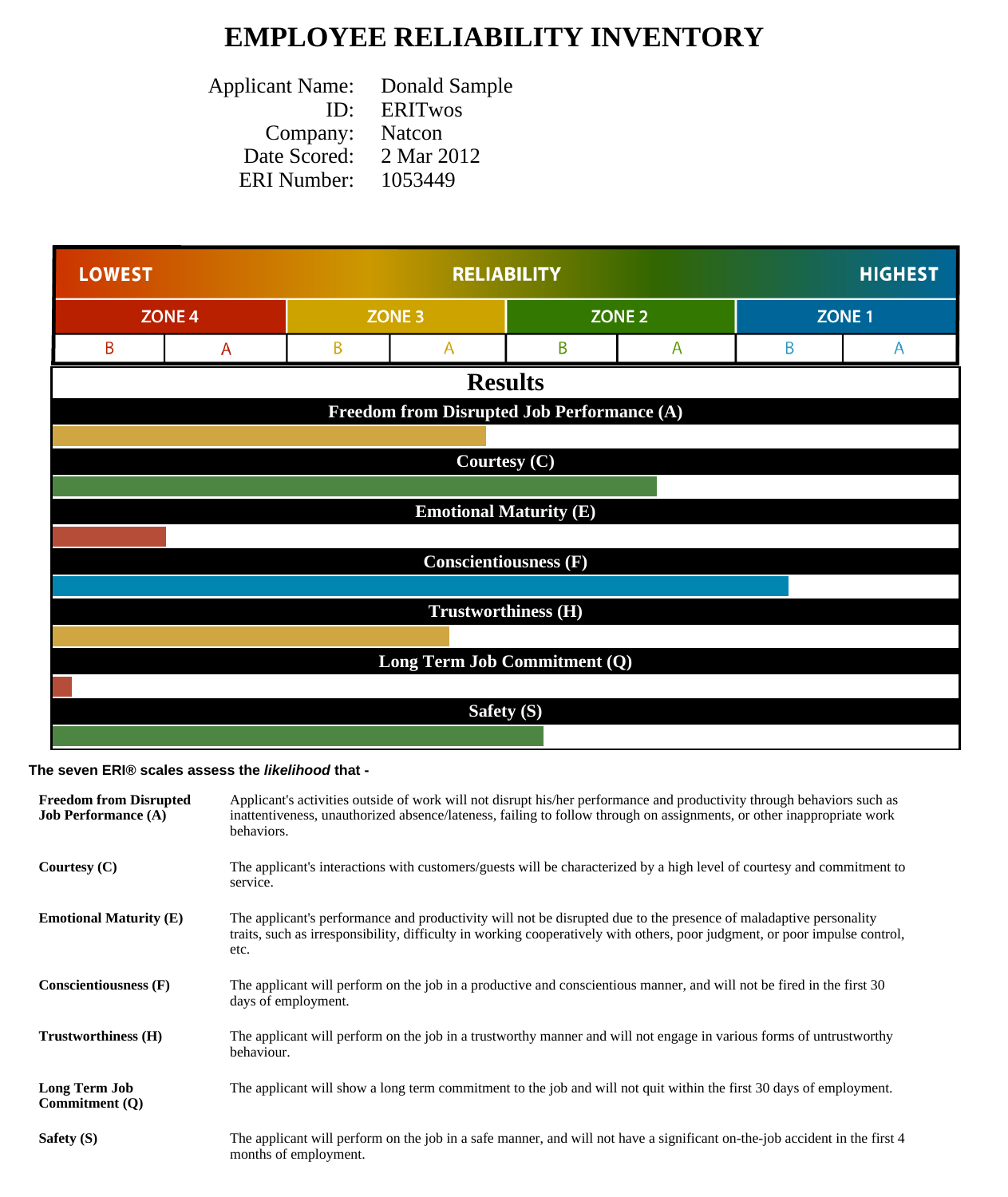# EMPLOYEE RELIABILITY INVENTORY

| | |
|---|---|
| Applicant Name: | Donald Sample |
| ID: | ERITwos |
| Company: | Natcon |
| Date Scored: | 2 Mar 2012 |
| ERI Number: | 1053449 |

| LOWEST | | | RELIABILITY | | | | HIGHEST |
|---|---|---|---|---|---|---|---|
| ZONE 4 | | ZONE 3 | | ZONE 2 | | ZONE 1 | |
| B | A | B | A | B | A | B | A |

## Results

**Freedom from Disrupted Job Performance (A)**

**Courtesy (C)**

**Emotional Maturity (E)**

**Conscientiousness (F)**

**Trustworthiness (H)**

**Long Term Job Commitment (Q)**

**Safety (S)**

**The seven ERI® scales assess the *likelihood* that -**

| | |
|---|---|
| **Freedom from Disrupted Job Performance (A)** | Applicant's activities outside of work will not disrupt his/her performance and productivity through behaviors such as inattentiveness, unauthorized absence/lateness, failing to follow through on assignments, or other inappropriate work behaviors. |
| **Courtesy (C)** | The applicant's interactions with customers/guests will be characterized by a high level of courtesy and commitment to service. |
| **Emotional Maturity (E)** | The applicant's performance and productivity will not be disrupted due to the presence of maladaptive personality traits, such as irresponsibility, difficulty in working cooperatively with others, poor judgment, or poor impulse control, etc. |
| **Conscientiousness (F)** | The applicant will perform on the job in a productive and conscientious manner, and will not be fired in the first 30 days of employment. |
| **Trustworthiness (H)** | The applicant will perform on the job in a trustworthy manner and will not engage in various forms of untrustworthy behaviour. |
| **Long Term Job Commitment (Q)** | The applicant will show a long term commitment to the job and will not quit within the first 30 days of employment. |
| **Safety (S)** | The applicant will perform on the job in a safe manner, and will not have a significant on-the-job accident in the first 4 months of employment. |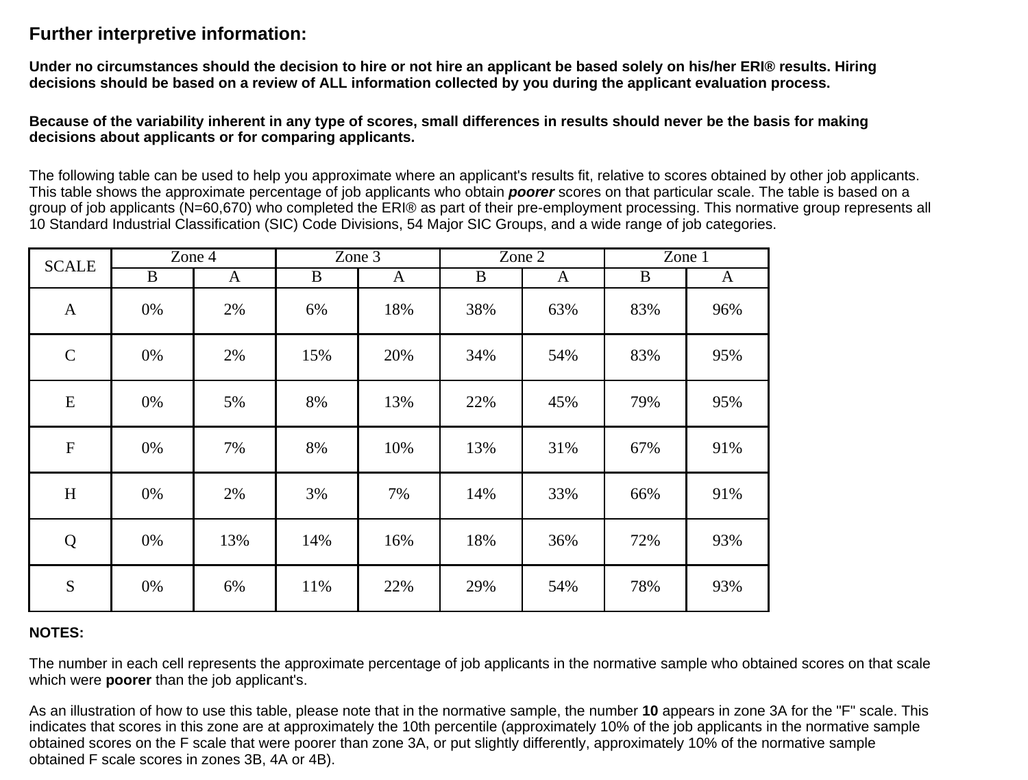## Further interpretive information:

**Under no circumstances should the decision to hire or not hire an applicant be based solely on his/her ERI® results. Hiring decisions should be based on a review of ALL information collected by you during the applicant evaluation process.**

**Because of the variability inherent in any type of scores, small differences in results should never be the basis for making decisions about applicants or for comparing applicants.**

The following table can be used to help you approximate where an applicant's results fit, relative to scores obtained by other job applicants. This table shows the approximate percentage of job applicants who obtain ***poorer*** scores on that particular scale. The table is based on a group of job applicants (N=60,670) who completed the ERI® as part of their pre-employment processing. This normative group represents all 10 Standard Industrial Classification (SIC) Code Divisions, 54 Major SIC Groups, and a wide range of job categories.

| SCALE | Zone 4 | | Zone 3 | | Zone 2 | | Zone 1 | |
|---|---|---|---|---|---|---|---|---|
| | B | A | B | A | B | A | B | A |
| A | 0% | 2% | 6% | 18% | 38% | 63% | 83% | 96% |
| C | 0% | 2% | 15% | 20% | 34% | 54% | 83% | 95% |
| E | 0% | 5% | 8% | 13% | 22% | 45% | 79% | 95% |
| F | 0% | 7% | 8% | 10% | 13% | 31% | 67% | 91% |
| H | 0% | 2% | 3% | 7% | 14% | 33% | 66% | 91% |
| Q | 0% | 13% | 14% | 16% | 18% | 36% | 72% | 93% |
| S | 0% | 6% | 11% | 22% | 29% | 54% | 78% | 93% |

**NOTES:**

The number in each cell represents the approximate percentage of job applicants in the normative sample who obtained scores on that scale which were **poorer** than the job applicant's.

As an illustration of how to use this table, please note that in the normative sample, the number **10** appears in zone 3A for the "F" scale. This indicates that scores in this zone are at approximately the 10th percentile (approximately 10% of the job applicants in the normative sample obtained scores on the F scale that were poorer than zone 3A, or put slightly differently, approximately 10% of the normative sample obtained F scale scores in zones 3B, 4A or 4B).